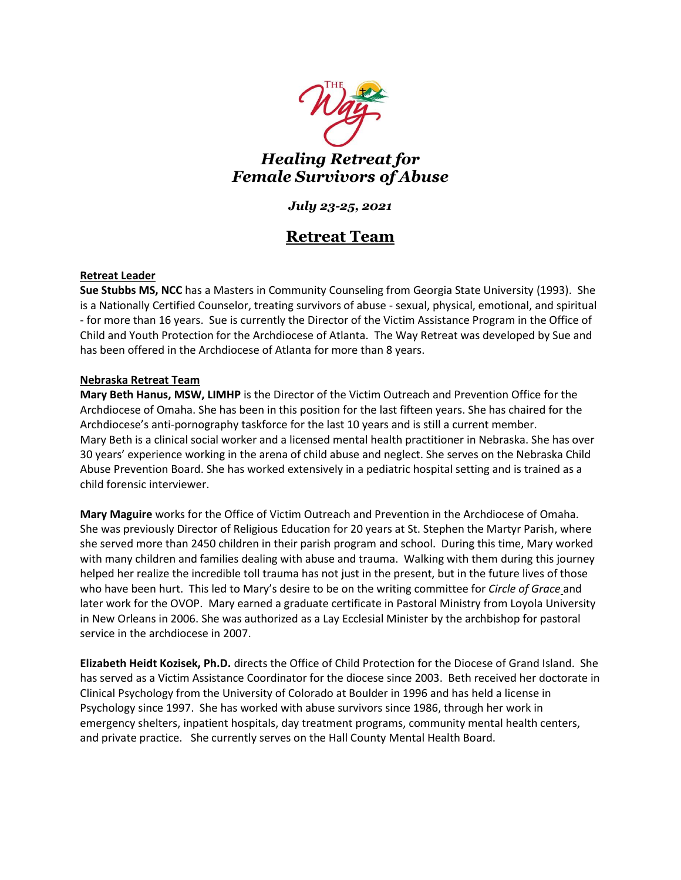THE Way

# *Healing Retreat for Female Survivors of Abuse*

*July 23-25, 2021*

## Retreat Team

**Retreat Leader**

**Sue Stubbs MS, NCC** has a Masters in Community Counseling from Georgia State University (1993). She is a Nationally Certified Counselor, treating survivors of abuse - sexual, physical, emotional, and spiritual - for more than 16 years. Sue is currently the Director of the Victim Assistance Program in the Office of Child and Youth Protection for the Archdiocese of Atlanta. The Way Retreat was developed by Sue and has been offered in the Archdiocese of Atlanta for more than 8 years.

**Nebraska Retreat Team**

**Mary Beth Hanus, MSW, LIMHP** is the Director of the Victim Outreach and Prevention Office for the Archdiocese of Omaha. She has been in this position for the last fifteen years. She has chaired for the Archdiocese's anti-pornography taskforce for the last 10 years and is still a current member. Mary Beth is a clinical social worker and a licensed mental health practitioner in Nebraska. She has over 30 years' experience working in the arena of child abuse and neglect. She serves on the Nebraska Child Abuse Prevention Board. She has worked extensively in a pediatric hospital setting and is trained as a child forensic interviewer.

**Mary Maguire** works for the Office of Victim Outreach and Prevention in the Archdiocese of Omaha. She was previously Director of Religious Education for 20 years at St. Stephen the Martyr Parish, where she served more than 2450 children in their parish program and school. During this time, Mary worked with many children and families dealing with abuse and trauma. Walking with them during this journey helped her realize the incredible toll trauma has not just in the present, but in the future lives of those who have been hurt. This led to Mary's desire to be on the writing committee for *Circle of Grace* and later work for the OVOP. Mary earned a graduate certificate in Pastoral Ministry from Loyola University in New Orleans in 2006. She was authorized as a Lay Ecclesial Minister by the archbishop for pastoral service in the archdiocese in 2007.

**Elizabeth Heidt Kozisek, Ph.D.** directs the Office of Child Protection for the Diocese of Grand Island. She has served as a Victim Assistance Coordinator for the diocese since 2003. Beth received her doctorate in Clinical Psychology from the University of Colorado at Boulder in 1996 and has held a license in Psychology since 1997. She has worked with abuse survivors since 1986, through her work in emergency shelters, inpatient hospitals, day treatment programs, community mental health centers, and private practice. She currently serves on the Hall County Mental Health Board.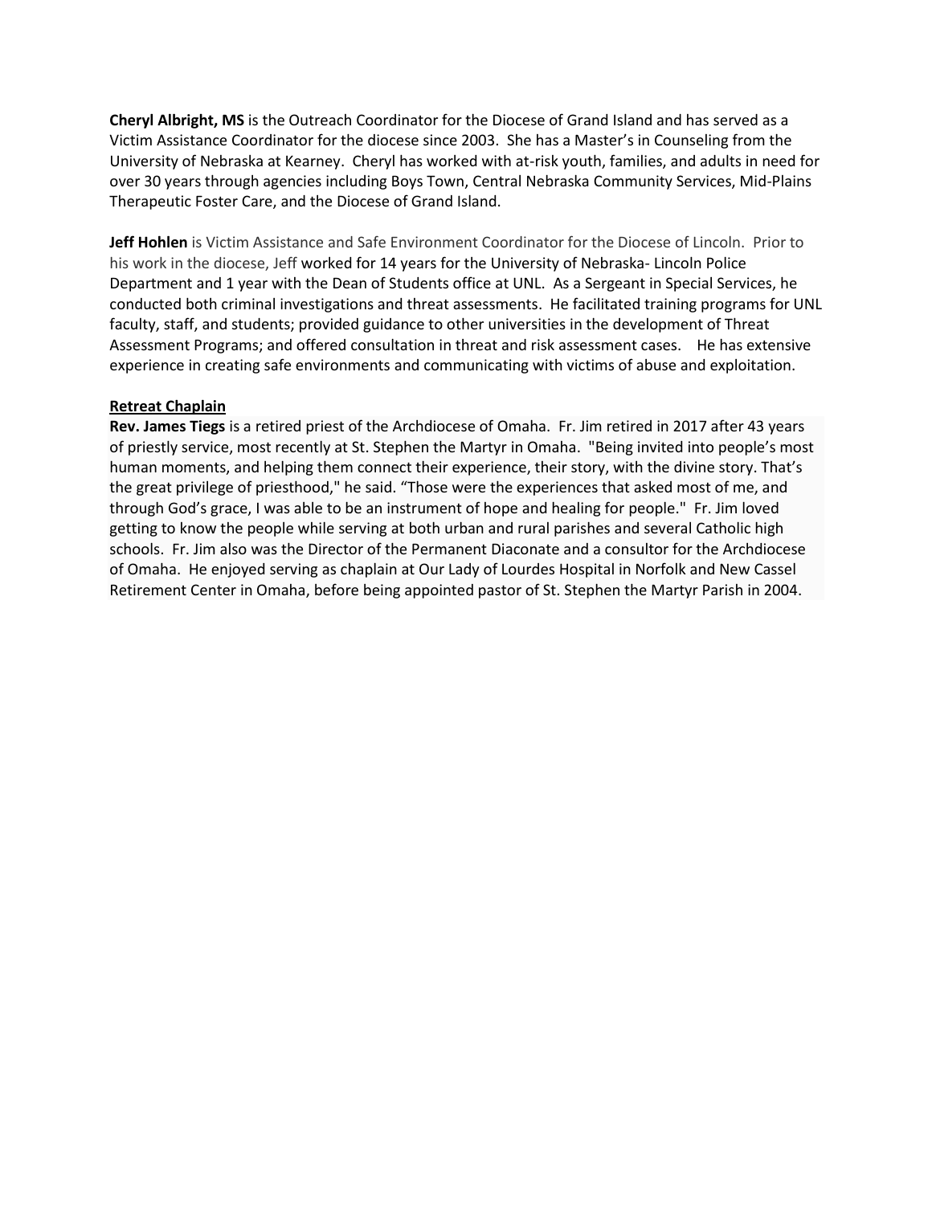**Cheryl Albright, MS** is the Outreach Coordinator for the Diocese of Grand Island and has served as a Victim Assistance Coordinator for the diocese since 2003. She has a Master's in Counseling from the University of Nebraska at Kearney. Cheryl has worked with at-risk youth, families, and adults in need for over 30 years through agencies including Boys Town, Central Nebraska Community Services, Mid-Plains Therapeutic Foster Care, and the Diocese of Grand Island.

**Jeff Hohlen** is Victim Assistance and Safe Environment Coordinator for the Diocese of Lincoln. Prior to his work in the diocese, Jeff worked for 14 years for the University of Nebraska- Lincoln Police Department and 1 year with the Dean of Students office at UNL. As a Sergeant in Special Services, he conducted both criminal investigations and threat assessments. He facilitated training programs for UNL faculty, staff, and students; provided guidance to other universities in the development of Threat Assessment Programs; and offered consultation in threat and risk assessment cases. He has extensive experience in creating safe environments and communicating with victims of abuse and exploitation.

**<u>Retreat Chaplain</u>**

**Rev. James Tiegs** is a retired priest of the Archdiocese of Omaha. Fr. Jim retired in 2017 after 43 years of priestly service, most recently at St. Stephen the Martyr in Omaha. "Being invited into people's most human moments, and helping them connect their experience, their story, with the divine story. That's the great privilege of priesthood," he said. "Those were the experiences that asked most of me, and through God's grace, I was able to be an instrument of hope and healing for people." Fr. Jim loved getting to know the people while serving at both urban and rural parishes and several Catholic high schools. Fr. Jim also was the Director of the Permanent Diaconate and a consultor for the Archdiocese of Omaha. He enjoyed serving as chaplain at Our Lady of Lourdes Hospital in Norfolk and New Cassel Retirement Center in Omaha, before being appointed pastor of St. Stephen the Martyr Parish in 2004.